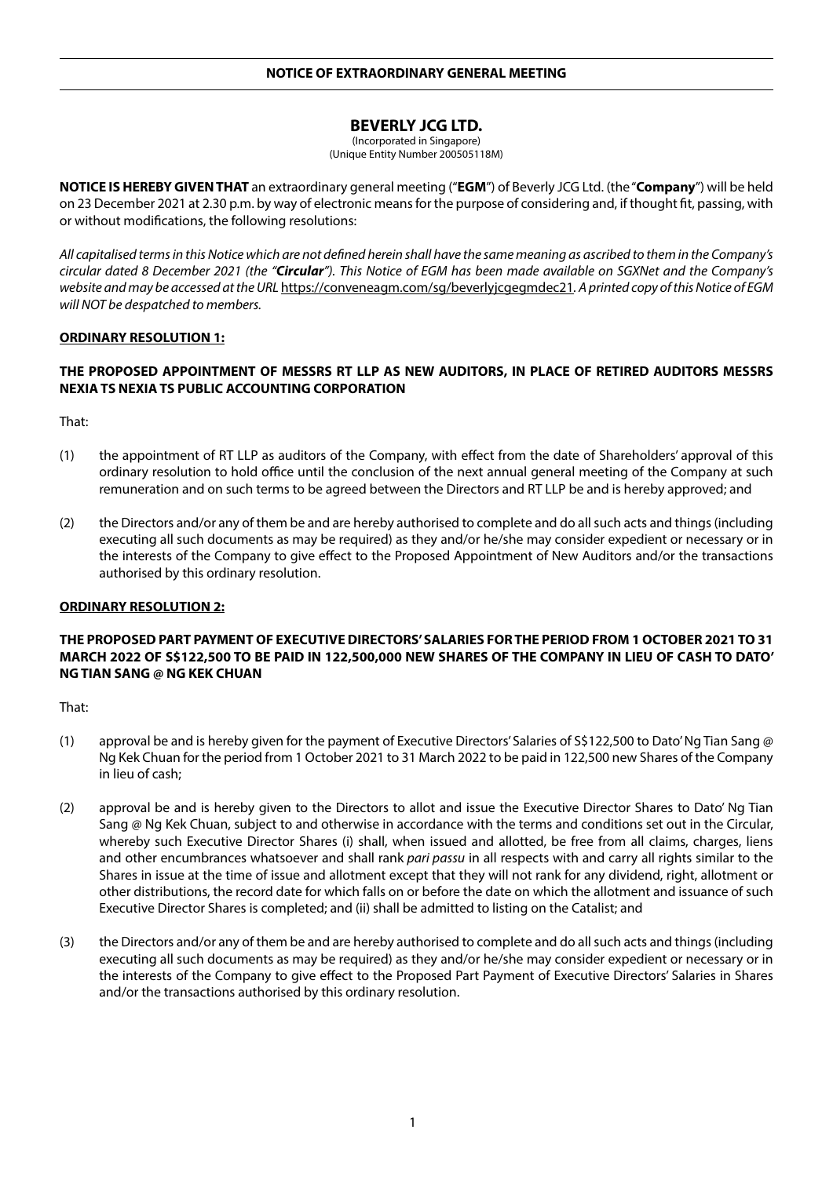**NOTICE OF EXTRAORDINARY GENERAL MEETING**

# BEVERLY JCG LTD.

(Incorporated in Singapore)
(Unique Entity Number 200505118M)

**NOTICE IS HEREBY GIVEN THAT** an extraordinary general meeting ("**EGM**") of Beverly JCG Ltd. (the "**Company**") will be held on 23 December 2021 at 2.30 p.m. by way of electronic means for the purpose of considering and, if thought fit, passing, with or without modifications, the following resolutions:

*All capitalised terms in this Notice which are not defined herein shall have the same meaning as ascribed to them in the Company's circular dated 8 December 2021 (the "**Circular**"). This Notice of EGM has been made available on SGXNet and the Company's website and may be accessed at the URL* https://conveneagm.com/sg/beverlyjcgegmdec21. *A printed copy of this Notice of EGM will NOT be despatched to members.*

**ORDINARY RESOLUTION 1:**

**THE PROPOSED APPOINTMENT OF MESSRS RT LLP AS NEW AUDITORS, IN PLACE OF RETIRED AUDITORS MESSRS NEXIA TS NEXIA TS PUBLIC ACCOUNTING CORPORATION**

That:

(1) the appointment of RT LLP as auditors of the Company, with effect from the date of Shareholders' approval of this ordinary resolution to hold office until the conclusion of the next annual general meeting of the Company at such remuneration and on such terms to be agreed between the Directors and RT LLP be and is hereby approved; and

(2) the Directors and/or any of them be and are hereby authorised to complete and do all such acts and things (including executing all such documents as may be required) as they and/or he/she may consider expedient or necessary or in the interests of the Company to give effect to the Proposed Appointment of New Auditors and/or the transactions authorised by this ordinary resolution.

**ORDINARY RESOLUTION 2:**

**THE PROPOSED PART PAYMENT OF EXECUTIVE DIRECTORS' SALARIES FOR THE PERIOD FROM 1 OCTOBER 2021 TO 31 MARCH 2022 OF S$122,500 TO BE PAID IN 122,500,000 NEW SHARES OF THE COMPANY IN LIEU OF CASH TO DATO' NG TIAN SANG @ NG KEK CHUAN**

That:

(1) approval be and is hereby given for the payment of Executive Directors' Salaries of S$122,500 to Dato' Ng Tian Sang @ Ng Kek Chuan for the period from 1 October 2021 to 31 March 2022 to be paid in 122,500 new Shares of the Company in lieu of cash;

(2) approval be and is hereby given to the Directors to allot and issue the Executive Director Shares to Dato' Ng Tian Sang @ Ng Kek Chuan, subject to and otherwise in accordance with the terms and conditions set out in the Circular, whereby such Executive Director Shares (i) shall, when issued and allotted, be free from all claims, charges, liens and other encumbrances whatsoever and shall rank *pari passu* in all respects with and carry all rights similar to the Shares in issue at the time of issue and allotment except that they will not rank for any dividend, right, allotment or other distributions, the record date for which falls on or before the date on which the allotment and issuance of such Executive Director Shares is completed; and (ii) shall be admitted to listing on the Catalist; and

(3) the Directors and/or any of them be and are hereby authorised to complete and do all such acts and things (including executing all such documents as may be required) as they and/or he/she may consider expedient or necessary or in the interests of the Company to give effect to the Proposed Part Payment of Executive Directors' Salaries in Shares and/or the transactions authorised by this ordinary resolution.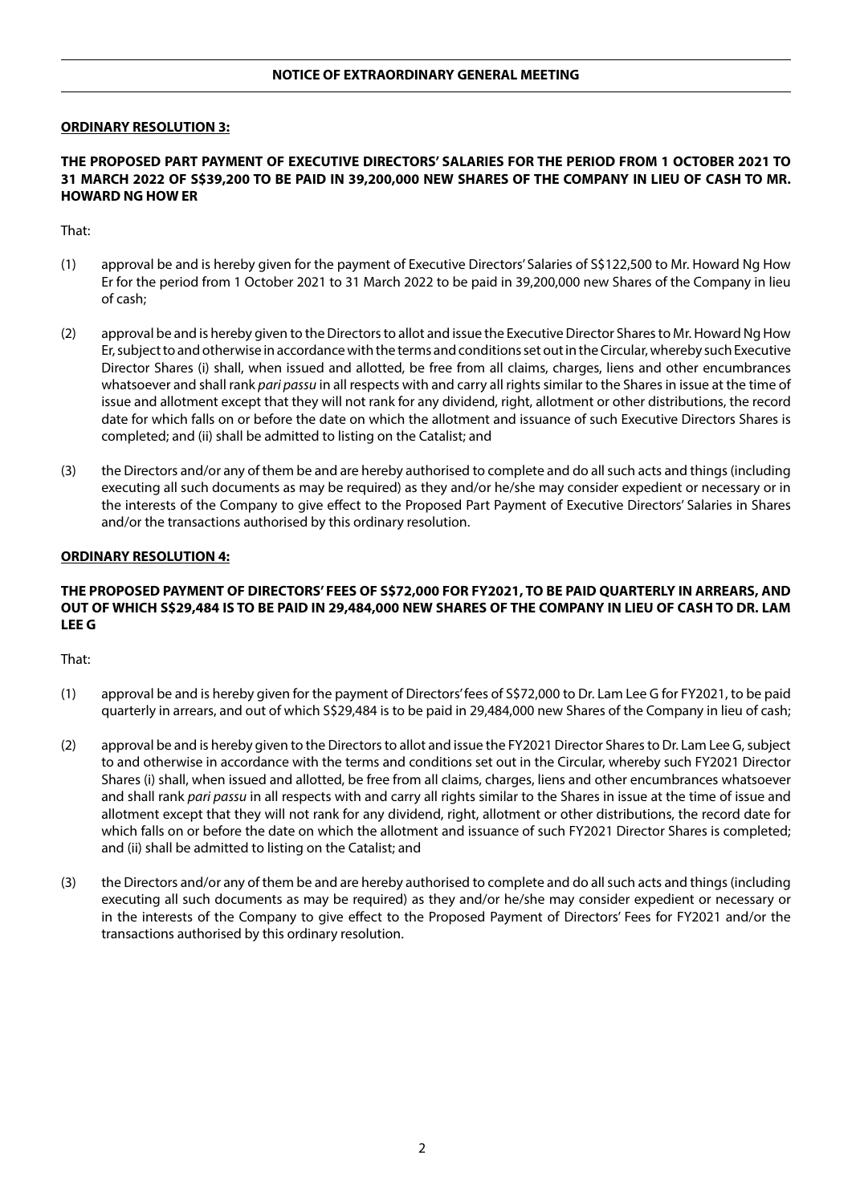## NOTICE OF EXTRAORDINARY GENERAL MEETING

**ORDINARY RESOLUTION 3:**

**THE PROPOSED PART PAYMENT OF EXECUTIVE DIRECTORS' SALARIES FOR THE PERIOD FROM 1 OCTOBER 2021 TO 31 MARCH 2022 OF S$39,200 TO BE PAID IN 39,200,000 NEW SHARES OF THE COMPANY IN LIEU OF CASH TO MR. HOWARD NG HOW ER**

That:

(1) approval be and is hereby given for the payment of Executive Directors' Salaries of S$122,500 to Mr. Howard Ng How Er for the period from 1 October 2021 to 31 March 2022 to be paid in 39,200,000 new Shares of the Company in lieu of cash;

(2) approval be and is hereby given to the Directors to allot and issue the Executive Director Shares to Mr. Howard Ng How Er, subject to and otherwise in accordance with the terms and conditions set out in the Circular, whereby such Executive Director Shares (i) shall, when issued and allotted, be free from all claims, charges, liens and other encumbrances whatsoever and shall rank *pari passu* in all respects with and carry all rights similar to the Shares in issue at the time of issue and allotment except that they will not rank for any dividend, right, allotment or other distributions, the record date for which falls on or before the date on which the allotment and issuance of such Executive Directors Shares is completed; and (ii) shall be admitted to listing on the Catalist; and

(3) the Directors and/or any of them be and are hereby authorised to complete and do all such acts and things (including executing all such documents as may be required) as they and/or he/she may consider expedient or necessary or in the interests of the Company to give effect to the Proposed Part Payment of Executive Directors' Salaries in Shares and/or the transactions authorised by this ordinary resolution.

**ORDINARY RESOLUTION 4:**

**THE PROPOSED PAYMENT OF DIRECTORS' FEES OF S$72,000 FOR FY2021, TO BE PAID QUARTERLY IN ARREARS, AND OUT OF WHICH S$29,484 IS TO BE PAID IN 29,484,000 NEW SHARES OF THE COMPANY IN LIEU OF CASH TO DR. LAM LEE G**

That:

(1) approval be and is hereby given for the payment of Directors' fees of S$72,000 to Dr. Lam Lee G for FY2021, to be paid quarterly in arrears, and out of which S$29,484 is to be paid in 29,484,000 new Shares of the Company in lieu of cash;

(2) approval be and is hereby given to the Directors to allot and issue the FY2021 Director Shares to Dr. Lam Lee G, subject to and otherwise in accordance with the terms and conditions set out in the Circular, whereby such FY2021 Director Shares (i) shall, when issued and allotted, be free from all claims, charges, liens and other encumbrances whatsoever and shall rank *pari passu* in all respects with and carry all rights similar to the Shares in issue at the time of issue and allotment except that they will not rank for any dividend, right, allotment or other distributions, the record date for which falls on or before the date on which the allotment and issuance of such FY2021 Director Shares is completed; and (ii) shall be admitted to listing on the Catalist; and

(3) the Directors and/or any of them be and are hereby authorised to complete and do all such acts and things (including executing all such documents as may be required) as they and/or he/she may consider expedient or necessary or in the interests of the Company to give effect to the Proposed Payment of Directors' Fees for FY2021 and/or the transactions authorised by this ordinary resolution.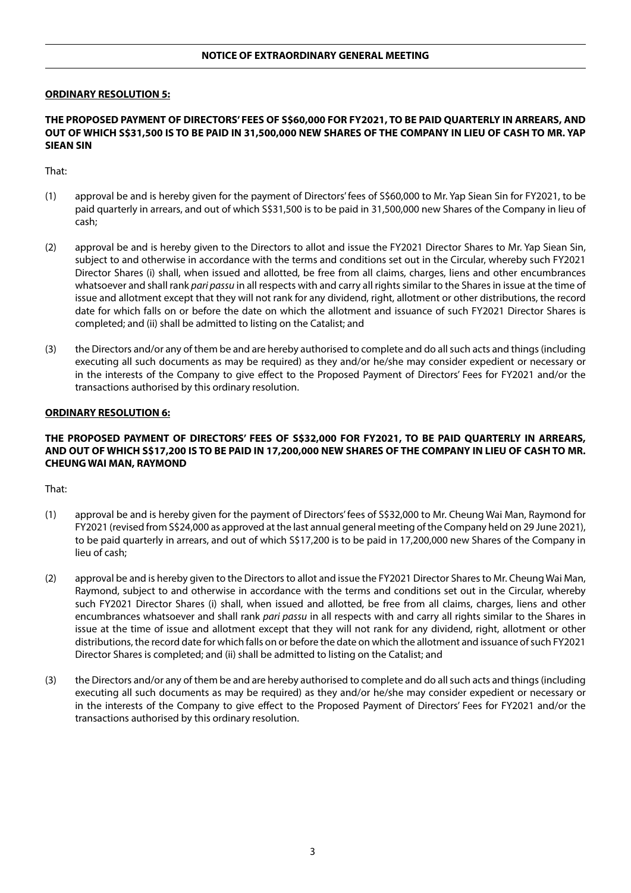**ORDINARY RESOLUTION 5:**

**THE PROPOSED PAYMENT OF DIRECTORS' FEES OF S$60,000 FOR FY2021, TO BE PAID QUARTERLY IN ARREARS, AND OUT OF WHICH S$31,500 IS TO BE PAID IN 31,500,000 NEW SHARES OF THE COMPANY IN LIEU OF CASH TO MR. YAP SIEAN SIN**

That:

(1) approval be and is hereby given for the payment of Directors' fees of S$60,000 to Mr. Yap Siean Sin for FY2021, to be paid quarterly in arrears, and out of which S$31,500 is to be paid in 31,500,000 new Shares of the Company in lieu of cash;

(2) approval be and is hereby given to the Directors to allot and issue the FY2021 Director Shares to Mr. Yap Siean Sin, subject to and otherwise in accordance with the terms and conditions set out in the Circular, whereby such FY2021 Director Shares (i) shall, when issued and allotted, be free from all claims, charges, liens and other encumbrances whatsoever and shall rank *pari passu* in all respects with and carry all rights similar to the Shares in issue at the time of issue and allotment except that they will not rank for any dividend, right, allotment or other distributions, the record date for which falls on or before the date on which the allotment and issuance of such FY2021 Director Shares is completed; and (ii) shall be admitted to listing on the Catalist; and

(3) the Directors and/or any of them be and are hereby authorised to complete and do all such acts and things (including executing all such documents as may be required) as they and/or he/she may consider expedient or necessary or in the interests of the Company to give effect to the Proposed Payment of Directors' Fees for FY2021 and/or the transactions authorised by this ordinary resolution.

**ORDINARY RESOLUTION 6:**

**THE PROPOSED PAYMENT OF DIRECTORS' FEES OF S$32,000 FOR FY2021, TO BE PAID QUARTERLY IN ARREARS, AND OUT OF WHICH S$17,200 IS TO BE PAID IN 17,200,000 NEW SHARES OF THE COMPANY IN LIEU OF CASH TO MR. CHEUNG WAI MAN, RAYMOND**

That:

(1) approval be and is hereby given for the payment of Directors' fees of S$32,000 to Mr. Cheung Wai Man, Raymond for FY2021 (revised from S$24,000 as approved at the last annual general meeting of the Company held on 29 June 2021), to be paid quarterly in arrears, and out of which S$17,200 is to be paid in 17,200,000 new Shares of the Company in lieu of cash;

(2) approval be and is hereby given to the Directors to allot and issue the FY2021 Director Shares to Mr. Cheung Wai Man, Raymond, subject to and otherwise in accordance with the terms and conditions set out in the Circular, whereby such FY2021 Director Shares (i) shall, when issued and allotted, be free from all claims, charges, liens and other encumbrances whatsoever and shall rank *pari passu* in all respects with and carry all rights similar to the Shares in issue at the time of issue and allotment except that they will not rank for any dividend, right, allotment or other distributions, the record date for which falls on or before the date on which the allotment and issuance of such FY2021 Director Shares is completed; and (ii) shall be admitted to listing on the Catalist; and

(3) the Directors and/or any of them be and are hereby authorised to complete and do all such acts and things (including executing all such documents as may be required) as they and/or he/she may consider expedient or necessary or in the interests of the Company to give effect to the Proposed Payment of Directors' Fees for FY2021 and/or the transactions authorised by this ordinary resolution.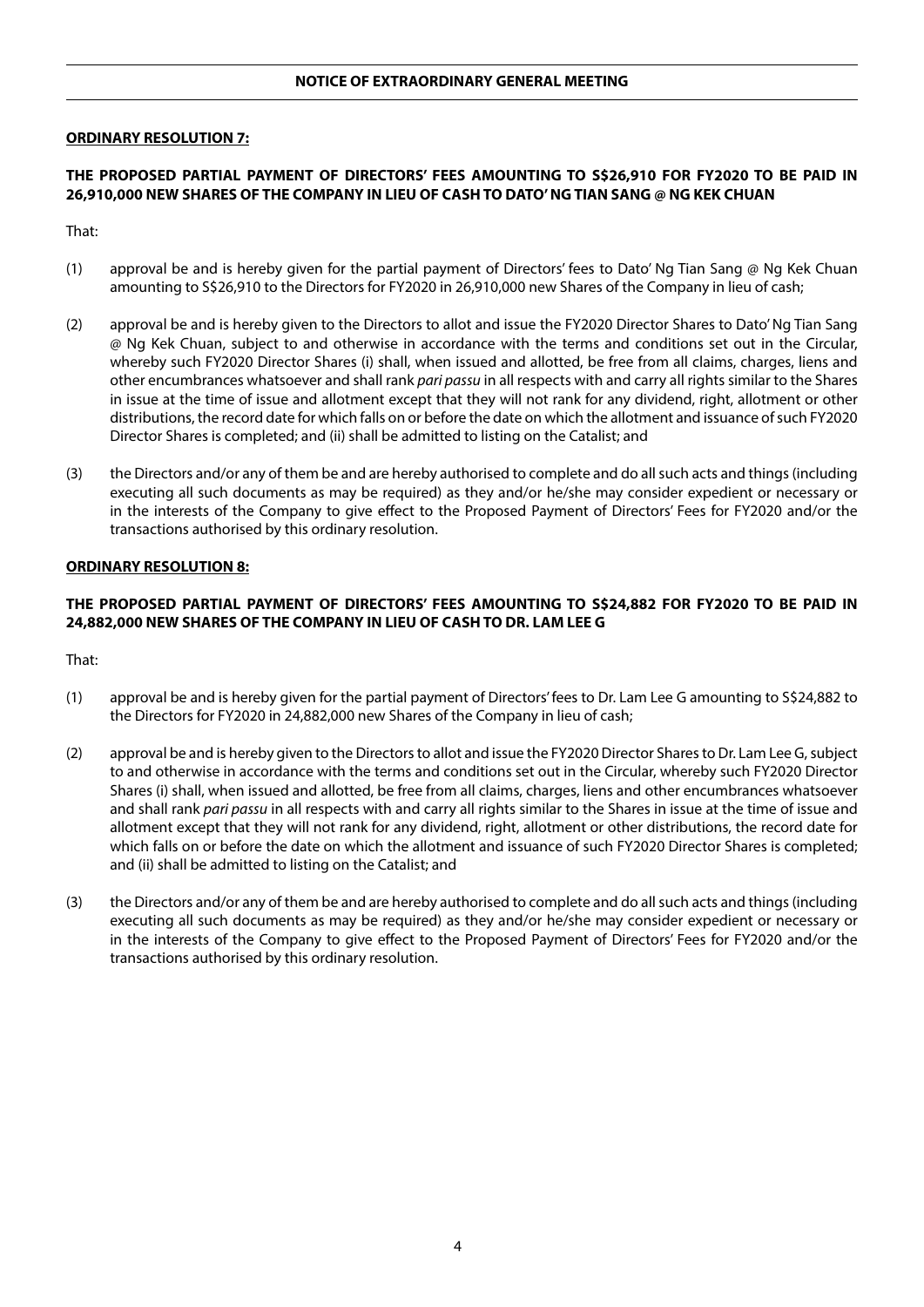**NOTICE OF EXTRAORDINARY GENERAL MEETING**

**ORDINARY RESOLUTION 7:**

**THE PROPOSED PARTIAL PAYMENT OF DIRECTORS' FEES AMOUNTING TO S$26,910 FOR FY2020 TO BE PAID IN 26,910,000 NEW SHARES OF THE COMPANY IN LIEU OF CASH TO DATO' NG TIAN SANG @ NG KEK CHUAN**

That:

(1) approval be and is hereby given for the partial payment of Directors' fees to Dato' Ng Tian Sang @ Ng Kek Chuan amounting to S$26,910 to the Directors for FY2020 in 26,910,000 new Shares of the Company in lieu of cash;

(2) approval be and is hereby given to the Directors to allot and issue the FY2020 Director Shares to Dato' Ng Tian Sang @ Ng Kek Chuan, subject to and otherwise in accordance with the terms and conditions set out in the Circular, whereby such FY2020 Director Shares (i) shall, when issued and allotted, be free from all claims, charges, liens and other encumbrances whatsoever and shall rank *pari passu* in all respects with and carry all rights similar to the Shares in issue at the time of issue and allotment except that they will not rank for any dividend, right, allotment or other distributions, the record date for which falls on or before the date on which the allotment and issuance of such FY2020 Director Shares is completed; and (ii) shall be admitted to listing on the Catalist; and

(3) the Directors and/or any of them be and are hereby authorised to complete and do all such acts and things (including executing all such documents as may be required) as they and/or he/she may consider expedient or necessary or in the interests of the Company to give effect to the Proposed Payment of Directors' Fees for FY2020 and/or the transactions authorised by this ordinary resolution.

**ORDINARY RESOLUTION 8:**

**THE PROPOSED PARTIAL PAYMENT OF DIRECTORS' FEES AMOUNTING TO S$24,882 FOR FY2020 TO BE PAID IN 24,882,000 NEW SHARES OF THE COMPANY IN LIEU OF CASH TO DR. LAM LEE G**

That:

(1) approval be and is hereby given for the partial payment of Directors' fees to Dr. Lam Lee G amounting to S$24,882 to the Directors for FY2020 in 24,882,000 new Shares of the Company in lieu of cash;

(2) approval be and is hereby given to the Directors to allot and issue the FY2020 Director Shares to Dr. Lam Lee G, subject to and otherwise in accordance with the terms and conditions set out in the Circular, whereby such FY2020 Director Shares (i) shall, when issued and allotted, be free from all claims, charges, liens and other encumbrances whatsoever and shall rank *pari passu* in all respects with and carry all rights similar to the Shares in issue at the time of issue and allotment except that they will not rank for any dividend, right, allotment or other distributions, the record date for which falls on or before the date on which the allotment and issuance of such FY2020 Director Shares is completed; and (ii) shall be admitted to listing on the Catalist; and

(3) the Directors and/or any of them be and are hereby authorised to complete and do all such acts and things (including executing all such documents as may be required) as they and/or he/she may consider expedient or necessary or in the interests of the Company to give effect to the Proposed Payment of Directors' Fees for FY2020 and/or the transactions authorised by this ordinary resolution.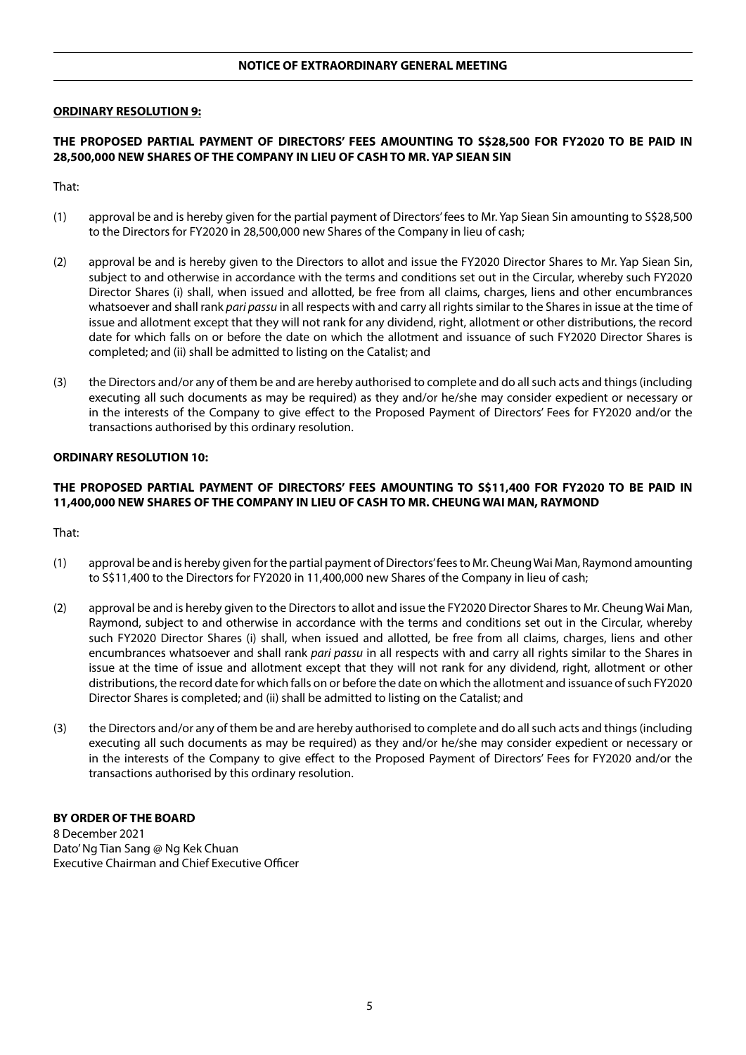## NOTICE OF EXTRAORDINARY GENERAL MEETING

**ORDINARY RESOLUTION 9:**

**THE PROPOSED PARTIAL PAYMENT OF DIRECTORS' FEES AMOUNTING TO S$28,500 FOR FY2020 TO BE PAID IN 28,500,000 NEW SHARES OF THE COMPANY IN LIEU OF CASH TO MR. YAP SIEAN SIN**

That:

(1) approval be and is hereby given for the partial payment of Directors' fees to Mr. Yap Siean Sin amounting to S$28,500 to the Directors for FY2020 in 28,500,000 new Shares of the Company in lieu of cash;

(2) approval be and is hereby given to the Directors to allot and issue the FY2020 Director Shares to Mr. Yap Siean Sin, subject to and otherwise in accordance with the terms and conditions set out in the Circular, whereby such FY2020 Director Shares (i) shall, when issued and allotted, be free from all claims, charges, liens and other encumbrances whatsoever and shall rank *pari passu* in all respects with and carry all rights similar to the Shares in issue at the time of issue and allotment except that they will not rank for any dividend, right, allotment or other distributions, the record date for which falls on or before the date on which the allotment and issuance of such FY2020 Director Shares is completed; and (ii) shall be admitted to listing on the Catalist; and

(3) the Directors and/or any of them be and are hereby authorised to complete and do all such acts and things (including executing all such documents as may be required) as they and/or he/she may consider expedient or necessary or in the interests of the Company to give effect to the Proposed Payment of Directors' Fees for FY2020 and/or the transactions authorised by this ordinary resolution.

**ORDINARY RESOLUTION 10:**

**THE PROPOSED PARTIAL PAYMENT OF DIRECTORS' FEES AMOUNTING TO S$11,400 FOR FY2020 TO BE PAID IN 11,400,000 NEW SHARES OF THE COMPANY IN LIEU OF CASH TO MR. CHEUNG WAI MAN, RAYMOND**

That:

(1) approval be and is hereby given for the partial payment of Directors' fees to Mr. Cheung Wai Man, Raymond amounting to S$11,400 to the Directors for FY2020 in 11,400,000 new Shares of the Company in lieu of cash;

(2) approval be and is hereby given to the Directors to allot and issue the FY2020 Director Shares to Mr. Cheung Wai Man, Raymond, subject to and otherwise in accordance with the terms and conditions set out in the Circular, whereby such FY2020 Director Shares (i) shall, when issued and allotted, be free from all claims, charges, liens and other encumbrances whatsoever and shall rank *pari passu* in all respects with and carry all rights similar to the Shares in issue at the time of issue and allotment except that they will not rank for any dividend, right, allotment or other distributions, the record date for which falls on or before the date on which the allotment and issuance of such FY2020 Director Shares is completed; and (ii) shall be admitted to listing on the Catalist; and

(3) the Directors and/or any of them be and are hereby authorised to complete and do all such acts and things (including executing all such documents as may be required) as they and/or he/she may consider expedient or necessary or in the interests of the Company to give effect to the Proposed Payment of Directors' Fees for FY2020 and/or the transactions authorised by this ordinary resolution.

**BY ORDER OF THE BOARD**
8 December 2021
Dato' Ng Tian Sang @ Ng Kek Chuan
Executive Chairman and Chief Executive Officer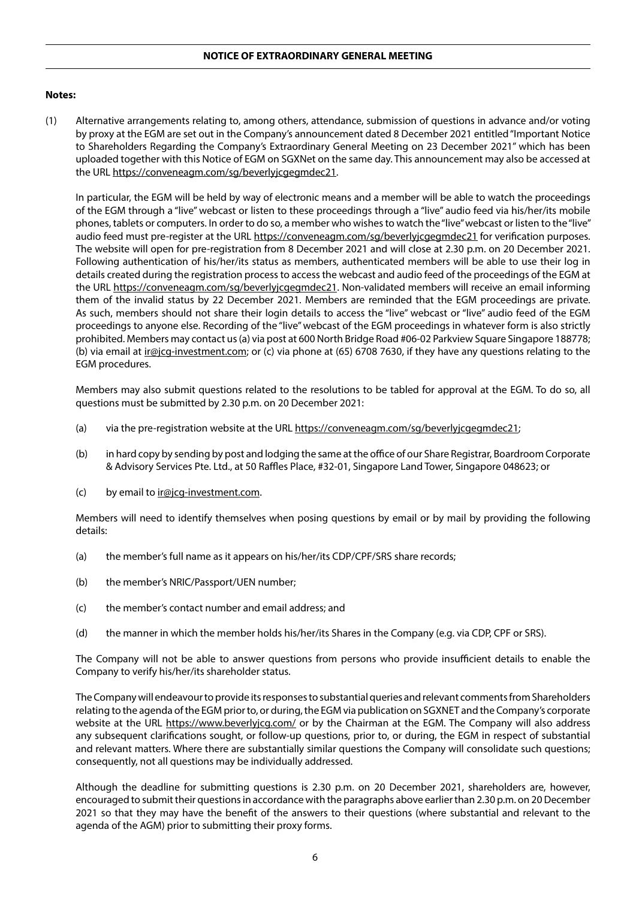## NOTICE OF EXTRAORDINARY GENERAL MEETING

**Notes:**

(1) Alternative arrangements relating to, among others, attendance, submission of questions in advance and/or voting by proxy at the EGM are set out in the Company's announcement dated 8 December 2021 entitled "Important Notice to Shareholders Regarding the Company's Extraordinary General Meeting on 23 December 2021" which has been uploaded together with this Notice of EGM on SGXNet on the same day. This announcement may also be accessed at the URL https://conveneagm.com/sg/beverlyjcgegmdec21.

In particular, the EGM will be held by way of electronic means and a member will be able to watch the proceedings of the EGM through a "live" webcast or listen to these proceedings through a "live" audio feed via his/her/its mobile phones, tablets or computers. In order to do so, a member who wishes to watch the "live" webcast or listen to the "live" audio feed must pre-register at the URL https://conveneagm.com/sg/beverlyjcgegmdec21 for verification purposes. The website will open for pre-registration from 8 December 2021 and will close at 2.30 p.m. on 20 December 2021. Following authentication of his/her/its status as members, authenticated members will be able to use their log in details created during the registration process to access the webcast and audio feed of the proceedings of the EGM at the URL https://conveneagm.com/sg/beverlyjcgegmdec21. Non-validated members will receive an email informing them of the invalid status by 22 December 2021. Members are reminded that the EGM proceedings are private. As such, members should not share their login details to access the "live" webcast or "live" audio feed of the EGM proceedings to anyone else. Recording of the "live" webcast of the EGM proceedings in whatever form is also strictly prohibited. Members may contact us (a) via post at 600 North Bridge Road #06-02 Parkview Square Singapore 188778; (b) via email at ir@jcg-investment.com; or (c) via phone at (65) 6708 7630, if they have any questions relating to the EGM procedures.

Members may also submit questions related to the resolutions to be tabled for approval at the EGM. To do so, all questions must be submitted by 2.30 p.m. on 20 December 2021:

(a) via the pre-registration website at the URL https://conveneagm.com/sg/beverlyjcgegmdec21;

(b) in hard copy by sending by post and lodging the same at the office of our Share Registrar, Boardroom Corporate & Advisory Services Pte. Ltd., at 50 Raffles Place, #32-01, Singapore Land Tower, Singapore 048623; or

(c) by email to ir@jcg-investment.com.

Members will need to identify themselves when posing questions by email or by mail by providing the following details:

(a) the member's full name as it appears on his/her/its CDP/CPF/SRS share records;

(b) the member's NRIC/Passport/UEN number;

(c) the member's contact number and email address; and

(d) the manner in which the member holds his/her/its Shares in the Company (e.g. via CDP, CPF or SRS).

The Company will not be able to answer questions from persons who provide insufficient details to enable the Company to verify his/her/its shareholder status.

The Company will endeavour to provide its responses to substantial queries and relevant comments from Shareholders relating to the agenda of the EGM prior to, or during, the EGM via publication on SGXNET and the Company's corporate website at the URL https://www.beverlyjcg.com/ or by the Chairman at the EGM. The Company will also address any subsequent clarifications sought, or follow-up questions, prior to, or during, the EGM in respect of substantial and relevant matters. Where there are substantially similar questions the Company will consolidate such questions; consequently, not all questions may be individually addressed.

Although the deadline for submitting questions is 2.30 p.m. on 20 December 2021, shareholders are, however, encouraged to submit their questions in accordance with the paragraphs above earlier than 2.30 p.m. on 20 December 2021 so that they may have the benefit of the answers to their questions (where substantial and relevant to the agenda of the AGM) prior to submitting their proxy forms.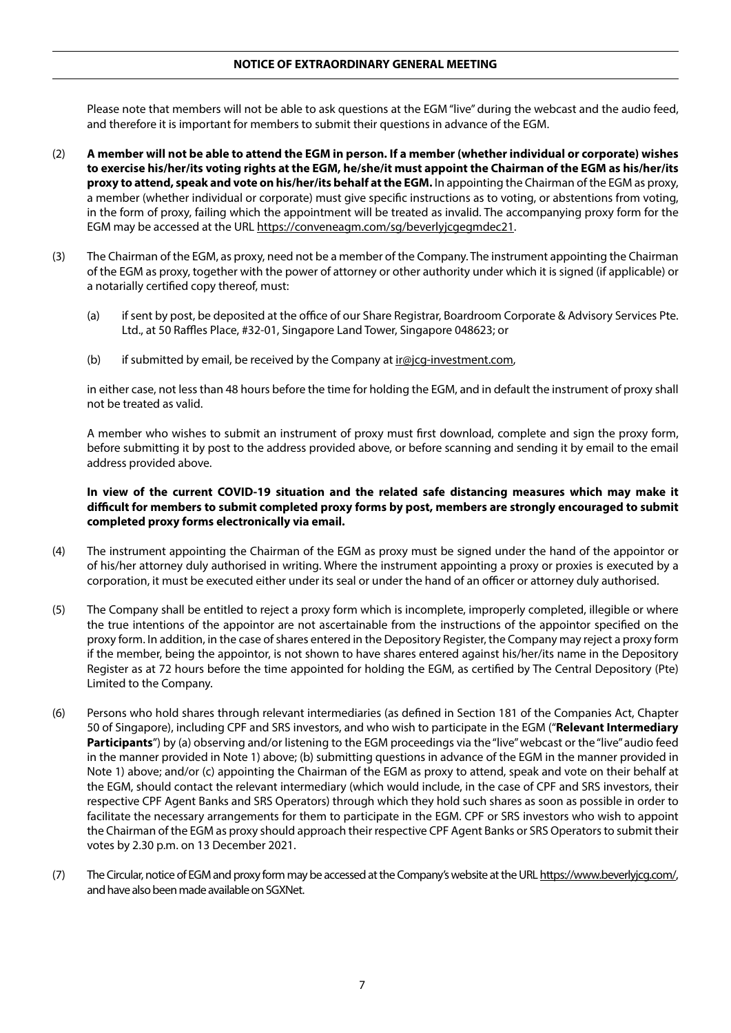Please note that members will not be able to ask questions at the EGM "live" during the webcast and the audio feed, and therefore it is important for members to submit their questions in advance of the EGM.

(2) **A member will not be able to attend the EGM in person. If a member (whether individual or corporate) wishes to exercise his/her/its voting rights at the EGM, he/she/it must appoint the Chairman of the EGM as his/her/its proxy to attend, speak and vote on his/her/its behalf at the EGM.** In appointing the Chairman of the EGM as proxy, a member (whether individual or corporate) must give specific instructions as to voting, or abstentions from voting, in the form of proxy, failing which the appointment will be treated as invalid. The accompanying proxy form for the EGM may be accessed at the URL https://conveneagm.com/sg/beverlyjcgegmdec21.

(3) The Chairman of the EGM, as proxy, need not be a member of the Company. The instrument appointing the Chairman of the EGM as proxy, together with the power of attorney or other authority under which it is signed (if applicable) or a notarially certified copy thereof, must:

(a) if sent by post, be deposited at the office of our Share Registrar, Boardroom Corporate & Advisory Services Pte. Ltd., at 50 Raffles Place, #32-01, Singapore Land Tower, Singapore 048623; or

(b) if submitted by email, be received by the Company at ir@jcg-investment.com,

in either case, not less than 48 hours before the time for holding the EGM, and in default the instrument of proxy shall not be treated as valid.

A member who wishes to submit an instrument of proxy must first download, complete and sign the proxy form, before submitting it by post to the address provided above, or before scanning and sending it by email to the email address provided above.

**In view of the current COVID-19 situation and the related safe distancing measures which may make it difficult for members to submit completed proxy forms by post, members are strongly encouraged to submit completed proxy forms electronically via email.**

(4) The instrument appointing the Chairman of the EGM as proxy must be signed under the hand of the appointor or of his/her attorney duly authorised in writing. Where the instrument appointing a proxy or proxies is executed by a corporation, it must be executed either under its seal or under the hand of an officer or attorney duly authorised.

(5) The Company shall be entitled to reject a proxy form which is incomplete, improperly completed, illegible or where the true intentions of the appointor are not ascertainable from the instructions of the appointor specified on the proxy form. In addition, in the case of shares entered in the Depository Register, the Company may reject a proxy form if the member, being the appointor, is not shown to have shares entered against his/her/its name in the Depository Register as at 72 hours before the time appointed for holding the EGM, as certified by The Central Depository (Pte) Limited to the Company.

(6) Persons who hold shares through relevant intermediaries (as defined in Section 181 of the Companies Act, Chapter 50 of Singapore), including CPF and SRS investors, and who wish to participate in the EGM ("**Relevant Intermediary Participants**") by (a) observing and/or listening to the EGM proceedings via the "live" webcast or the "live" audio feed in the manner provided in Note 1) above; (b) submitting questions in advance of the EGM in the manner provided in Note 1) above; and/or (c) appointing the Chairman of the EGM as proxy to attend, speak and vote on their behalf at the EGM, should contact the relevant intermediary (which would include, in the case of CPF and SRS investors, their respective CPF Agent Banks and SRS Operators) through which they hold such shares as soon as possible in order to facilitate the necessary arrangements for them to participate in the EGM. CPF or SRS investors who wish to appoint the Chairman of the EGM as proxy should approach their respective CPF Agent Banks or SRS Operators to submit their votes by 2.30 p.m. on 13 December 2021.

(7) The Circular, notice of EGM and proxy form may be accessed at the Company's website at the URL https://www.beverlyjcg.com/, and have also been made available on SGXNet.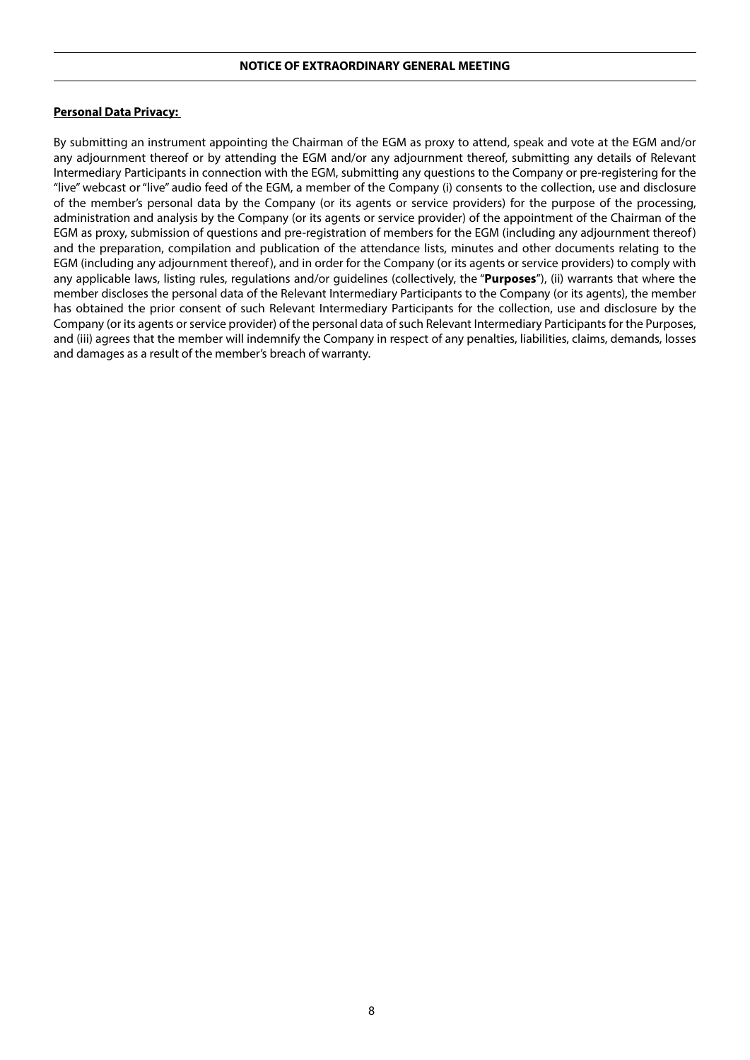**Personal Data Privacy:**

By submitting an instrument appointing the Chairman of the EGM as proxy to attend, speak and vote at the EGM and/or any adjournment thereof or by attending the EGM and/or any adjournment thereof, submitting any details of Relevant Intermediary Participants in connection with the EGM, submitting any questions to the Company or pre-registering for the "live" webcast or "live" audio feed of the EGM, a member of the Company (i) consents to the collection, use and disclosure of the member's personal data by the Company (or its agents or service providers) for the purpose of the processing, administration and analysis by the Company (or its agents or service provider) of the appointment of the Chairman of the EGM as proxy, submission of questions and pre-registration of members for the EGM (including any adjournment thereof) and the preparation, compilation and publication of the attendance lists, minutes and other documents relating to the EGM (including any adjournment thereof), and in order for the Company (or its agents or service providers) to comply with any applicable laws, listing rules, regulations and/or guidelines (collectively, the "**Purposes**"), (ii) warrants that where the member discloses the personal data of the Relevant Intermediary Participants to the Company (or its agents), the member has obtained the prior consent of such Relevant Intermediary Participants for the collection, use and disclosure by the Company (or its agents or service provider) of the personal data of such Relevant Intermediary Participants for the Purposes, and (iii) agrees that the member will indemnify the Company in respect of any penalties, liabilities, claims, demands, losses and damages as a result of the member's breach of warranty.